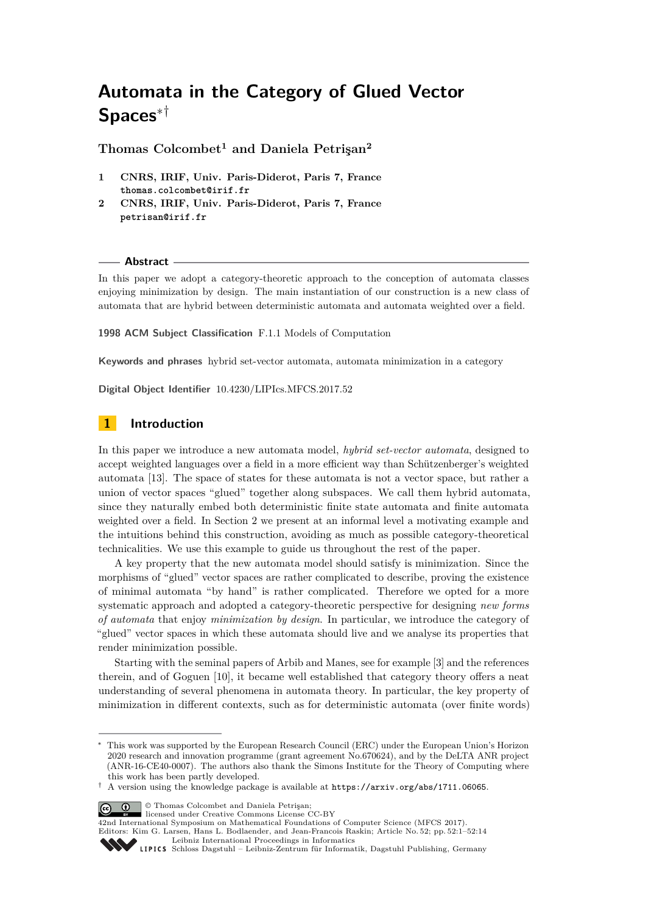# Automata in the Category of Glued Vector Spaces*†

**Thomas Colcombet[1] and Daniela Petrişan[2]**

1 **CNRS, IRIF, Univ. Paris-Diderot, Paris 7, France**
`thomas.colcombet@irif.fr`

2 **CNRS, IRIF, Univ. Paris-Diderot, Paris 7, France**
`petrisan@irif.fr`

## Abstract

In this paper we adopt a category-theoretic approach to the conception of automata classes enjoying minimization by design. The main instantiation of our construction is a new class of automata that are hybrid between deterministic automata and automata weighted over a field.

**1998 ACM Subject Classification** F.1.1 Models of Computation

**Keywords and phrases** hybrid set-vector automata, automata minimization in a category

**Digital Object Identifier** 10.4230/LIPIcs.MFCS.2017.52

## 1 Introduction

In this paper we introduce a new automata model, *hybrid set-vector automata*, designed to accept weighted languages over a field in a more efficient way than Schützenberger's weighted automata [13]. The space of states for these automata is not a vector space, but rather a union of vector spaces "glued" together along subspaces. We call them hybrid automata, since they naturally embed both deterministic finite state automata and finite automata weighted over a field. In Section 2 we present at an informal level a motivating example and the intuitions behind this construction, avoiding as much as possible category-theoretical technicalities. We use this example to guide us throughout the rest of the paper.

A key property that the new automata model should satisfy is minimization. Since the morphisms of "glued" vector spaces are rather complicated to describe, proving the existence of minimal automata "by hand" is rather complicated. Therefore we opted for a more systematic approach and adopted a category-theoretic perspective for designing *new forms of automata* that enjoy *minimization by design*. In particular, we introduce the category of "glued" vector spaces in which these automata should live and we analyse its properties that render minimization possible.

Starting with the seminal papers of Arbib and Manes, see for example [3] and the references therein, and of Goguen [10], it became well established that category theory offers a neat understanding of several phenomena in automata theory. In particular, the key property of minimization in different contexts, such as for deterministic automata (over finite words)

---

* This work was supported by the European Research Council (ERC) under the European Union's Horizon 2020 research and innovation programme (grant agreement No.670624), and by the DeLTA ANR project (ANR-16-CE40-0007). The authors also thank the Simons Institute for the Theory of Computing where this work has been partly developed.

† A version using the knowledge package is available at `https://arxiv.org/abs/1711.06065`.

© Thomas Colcombet and Daniela Petrişan;
licensed under Creative Commons License CC-BY
42nd International Symposium on Mathematical Foundations of Computer Science (MFCS 2017).
Editors: Kim G. Larsen, Hans L. Bodlaender, and Jean-Francois Raskin; Article No. 52; pp. 52:1–52:14
Leibniz International Proceedings in Informatics
LIPICS Schloss Dagstuhl – Leibniz-Zentrum für Informatik, Dagstuhl Publishing, Germany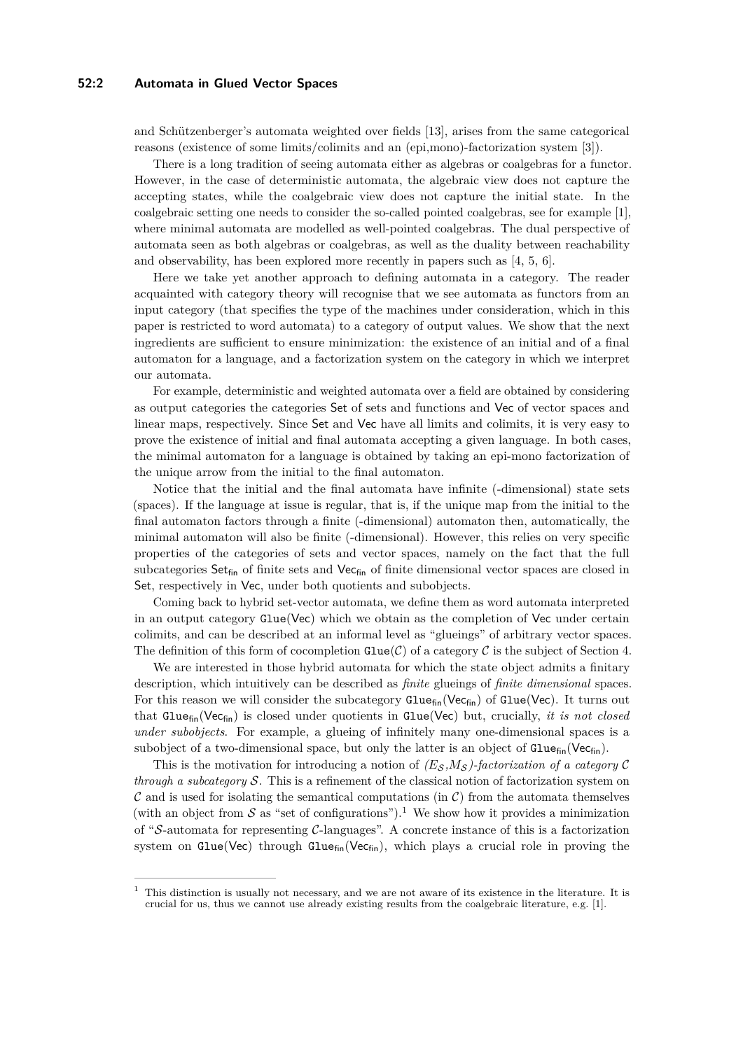and Schützenberger's automata weighted over fields [13], arises from the same categorical reasons (existence of some limits/colimits and an (epi,mono)-factorization system [3]).

There is a long tradition of seeing automata either as algebras or coalgebras for a functor. However, in the case of deterministic automata, the algebraic view does not capture the accepting states, while the coalgebraic view does not capture the initial state. In the coalgebraic setting one needs to consider the so-called pointed coalgebras, see for example [1], where minimal automata are modelled as well-pointed coalgebras. The dual perspective of automata seen as both algebras or coalgebras, as well as the duality between reachability and observability, has been explored more recently in papers such as [4, 5, 6].

Here we take yet another approach to defining automata in a category. The reader acquainted with category theory will recognise that we see automata as functors from an input category (that specifies the type of the machines under consideration, which in this paper is restricted to word automata) to a category of output values. We show that the next ingredients are sufficient to ensure minimization: the existence of an initial and of a final automaton for a language, and a factorization system on the category in which we interpret our automata.

For example, deterministic and weighted automata over a field are obtained by considering as output categories the categories $\mathsf{Set}$ of sets and functions and $\mathsf{Vec}$ of vector spaces and linear maps, respectively. Since $\mathsf{Set}$ and $\mathsf{Vec}$ have all limits and colimits, it is very easy to prove the existence of initial and final automata accepting a given language. In both cases, the minimal automaton for a language is obtained by taking an epi-mono factorization of the unique arrow from the initial to the final automaton.

Notice that the initial and the final automata have infinite (-dimensional) state sets (spaces). If the language at issue is regular, that is, if the unique map from the initial to the final automaton factors through a finite (-dimensional) automaton then, automatically, the minimal automaton will also be finite (-dimensional). However, this relies on very specific properties of the categories of sets and vector spaces, namely on the fact that the full subcategories $\mathsf{Set}_{\mathsf{fin}}$ of finite sets and $\mathsf{Vec}_{\mathsf{fin}}$ of finite dimensional vector spaces are closed in $\mathsf{Set}$, respectively in $\mathsf{Vec}$, under both quotients and subobjects.

Coming back to hybrid set-vector automata, we define them as word automata interpreted in an output category $\mathtt{Glue}(\mathsf{Vec})$ which we obtain as the completion of $\mathsf{Vec}$ under certain colimits, and can be described at an informal level as "glueings" of arbitrary vector spaces. The definition of this form of cocompletion $\mathtt{Glue}(\mathcal{C})$ of a category $\mathcal{C}$ is the subject of Section 4.

We are interested in those hybrid automata for which the state object admits a finitary description, which intuitively can be described as *finite* glueings of *finite dimensional* spaces. For this reason we will consider the subcategory $\mathtt{Glue}_{\mathsf{fin}}(\mathsf{Vec}_{\mathsf{fin}})$ of $\mathtt{Glue}(\mathsf{Vec})$. It turns out that $\mathtt{Glue}_{\mathsf{fin}}(\mathsf{Vec}_{\mathsf{fin}})$ is closed under quotients in $\mathtt{Glue}(\mathsf{Vec})$ but, crucially, *it is not closed under subobjects*. For example, a glueing of infinitely many one-dimensional spaces is a subobject of a two-dimensional space, but only the latter is an object of $\mathtt{Glue}_{\mathsf{fin}}(\mathsf{Vec}_{\mathsf{fin}})$.

This is the motivation for introducing a notion of *$(E_{\mathcal{S}},M_{\mathcal{S}})$-factorization of a category $\mathcal{C}$ through a subcategory $\mathcal{S}$*. This is a refinement of the classical notion of factorization system on $\mathcal{C}$ and is used for isolating the semantical computations (in $\mathcal{C}$) from the automata themselves (with an object from $\mathcal{S}$ as "set of configurations").[1] We show how it provides a minimization of "$\mathcal{S}$-automata for representing $\mathcal{C}$-languages". A concrete instance of this is a factorization system on $\mathtt{Glue}(\mathsf{Vec})$ through $\mathtt{Glue}_{\mathsf{fin}}(\mathsf{Vec}_{\mathsf{fin}})$, which plays a crucial role in proving the

[1] This distinction is usually not necessary, and we are not aware of its existence in the literature. It is crucial for us, thus we cannot use already existing results from the coalgebraic literature, e.g. [1].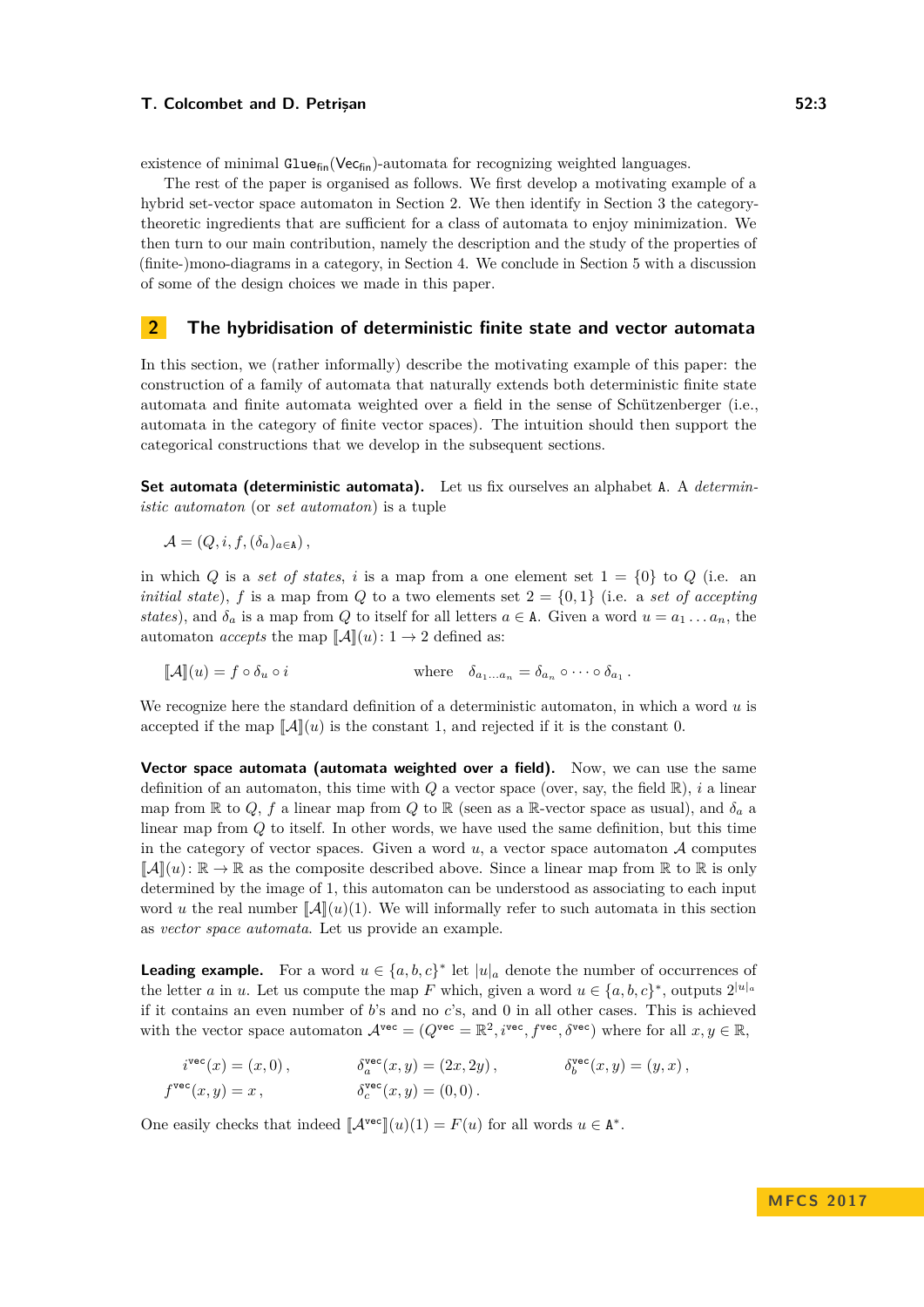existence of minimal $\mathtt{Glue}_{\mathsf{fin}}(\mathsf{Vec}_{\mathsf{fin}})$-automata for recognizing weighted languages.

The rest of the paper is organised as follows. We first develop a motivating example of a hybrid set-vector space automaton in Section 2. We then identify in Section 3 the category-theoretic ingredients that are sufficient for a class of automata to enjoy minimization. We then turn to our main contribution, namely the description and the study of the properties of (finite-)mono-diagrams in a category, in Section 4. We conclude in Section 5 with a discussion of some of the design choices we made in this paper.

## 2 The hybridisation of deterministic finite state and vector automata

In this section, we (rather informally) describe the motivating example of this paper: the construction of a family of automata that naturally extends both deterministic finite state automata and finite automata weighted over a field in the sense of Schützenberger (i.e., automata in the category of finite vector spaces). The intuition should then support the categorical constructions that we develop in the subsequent sections.

**Set automata (deterministic automata).** Let us fix ourselves an alphabet $\mathtt{A}$. A *deterministic automaton* (or *set automaton*) is a tuple

$$\mathcal{A} = (Q, i, f, (\delta_a)_{a\in\mathtt{A}})\,,$$

in which $Q$ is a *set of states*, $i$ is a map from a one element set $1 = \{0\}$ to $Q$ (i.e. an *initial state*), $f$ is a map from $Q$ to a two elements set $2 = \{0, 1\}$ (i.e. a *set of accepting states*), and $\delta_a$ is a map from $Q$ to itself for all letters $a \in \mathtt{A}$. Given a word $u = a_1 \dots a_n$, the automaton *accepts* the map $[\![\mathcal{A}]\!](u)\colon 1 \to 2$ defined as:

$$[\![\mathcal{A}]\!](u) = f \circ \delta_u \circ i \qquad\qquad \text{where} \quad \delta_{a_1\dots a_n} = \delta_{a_n} \circ \dots \circ \delta_{a_1}\,.$$

We recognize here the standard definition of a deterministic automaton, in which a word $u$ is accepted if the map $[\![\mathcal{A}]\!](u)$ is the constant 1, and rejected if it is the constant 0.

**Vector space automata (automata weighted over a field).** Now, we can use the same definition of an automaton, this time with $Q$ a vector space (over, say, the field $\mathbb{R}$), $i$ a linear map from $\mathbb{R}$ to $Q$, $f$ a linear map from $Q$ to $\mathbb{R}$ (seen as a $\mathbb{R}$-vector space as usual), and $\delta_a$ a linear map from $Q$ to itself. In other words, we have used the same definition, but this time in the category of vector spaces. Given a word $u$, a vector space automaton $\mathcal{A}$ computes $[\![\mathcal{A}]\!](u)\colon \mathbb{R} \to \mathbb{R}$ as the composite described above. Since a linear map from $\mathbb{R}$ to $\mathbb{R}$ is only determined by the image of 1, this automaton can be understood as associating to each input word $u$ the real number $[\![\mathcal{A}]\!](u)(1)$. We will informally refer to such automata in this section as *vector space automata*. Let us provide an example.

**Leading example.** For a word $u \in \{a, b, c\}^*$ let $|u|_a$ denote the number of occurrences of the letter $a$ in $u$. Let us compute the map $F$ which, given a word $u \in \{a, b, c\}^*$, outputs $2^{|u|_a}$ if it contains an even number of $b$'s and no $c$'s, and 0 in all other cases. This is achieved with the vector space automaton $\mathcal{A}^{\mathsf{vec}} = (Q^{\mathsf{vec}} = \mathbb{R}^2, i^{\mathsf{vec}}, f^{\mathsf{vec}}, \delta^{\mathsf{vec}})$ where for all $x, y \in \mathbb{R}$,

$$i^{\mathsf{vec}}(x) = (x, 0)\,, \qquad \delta^{\mathsf{vec}}_a(x, y) = (2x, 2y)\,, \qquad \delta^{\mathsf{vec}}_b(x, y) = (y, x)\,,$$
$$f^{\mathsf{vec}}(x, y) = x\,, \qquad \delta^{\mathsf{vec}}_c(x, y) = (0, 0)\,.$$

One easily checks that indeed $[\![\mathcal{A}^{\mathsf{vec}}]\!](u)(1) = F(u)$ for all words $u \in \mathtt{A}^*$.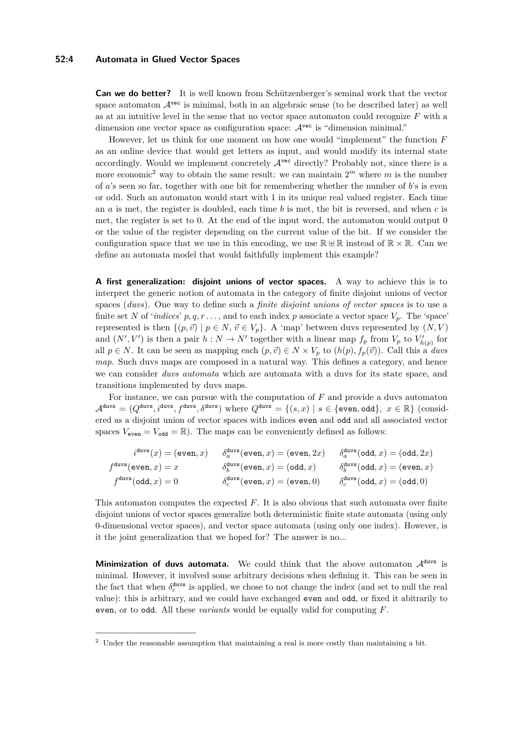**Can we do better?** It is well known from Schützenberger's seminal work that the vector space automaton $\mathcal{A}^{\mathsf{vec}}$ is minimal, both in an algebraic sense (to be described later) as well as at an intuitive level in the sense that no vector space automaton could recognize $F$ with a dimension one vector space as configuration space: $\mathcal{A}^{\mathsf{vec}}$ is "dimension minimal."

However, let us think for one moment on how one would "implement" the function $F$ as an online device that would get letters as input, and would modify its internal state accordingly. Would we implement concretely $\mathcal{A}^{\mathsf{vec}}$ directly? Probably not, since there is a more economic[2] way to obtain the same result: we can maintain $2^m$ where $m$ is the number of $a$'s seen so far, together with one bit for remembering whether the number of $b$'s is even or odd. Such an automaton would start with 1 in its unique real valued register. Each time an $a$ is met, the register is doubled, each time $b$ is met, the bit is reversed, and when $c$ is met, the register is set to 0. At the end of the input word, the automaton would output 0 or the value of the register depending on the current value of the bit. If we consider the configuration space that we use in this encoding, we use $\mathbb{R} \uplus \mathbb{R}$ instead of $\mathbb{R} \times \mathbb{R}$. Can we define an automata model that would faithfully implement this example?

**A first generalization: disjoint unions of vector spaces.** A way to achieve this is to interpret the generic notion of automata in the category of finite disjoint unions of vector spaces (*duvs*). One way to define such a *finite disjoint unions of vector spaces* is to use a finite set $N$ of '*indices*' $p, q, r \ldots$, and to each index $p$ associate a vector space $V_p$. The 'space' represented is then $\{(p, \vec{v}) \mid p \in N,\ \vec{v} \in V_p\}$. A 'map' between duvs represented by $(N, V)$ and $(N', V')$ is then a pair $h : N \to N'$ together with a linear map $f_p$ from $V_p$ to $V'_{h(p)}$ for all $p \in N$. It can be seen as mapping each $(p, \vec{v}) \in N \times V_p$ to $(h(p), f_p(\vec{v}))$. Call this a *duvs map*. Such duvs maps are composed in a natural way. This defines a category, and hence we can consider *duvs automata* which are automata with a duvs for its state space, and transitions implemented by duvs maps.

For instance, we can pursue with the computation of $F$ and provide a duvs automaton $\mathcal{A}^{\mathsf{duvs}} = (Q^{\mathsf{duvs}}, i^{\mathsf{duvs}}, f^{\mathsf{duvs}}, \delta^{\mathsf{duvs}})$ where $Q^{\mathsf{duvs}} = \{(s, x) \mid s \in \{\mathtt{even}, \mathtt{odd}\},\ x \in \mathbb{R}\}$ (considered as a disjoint union of vector spaces with indices `even` and `odd` and all associated vector spaces $V_{\mathtt{even}} = V_{\mathtt{odd}} = \mathbb{R}$). The maps can be conveniently defined as follows:

$$
\begin{array}{rll}
i^{\mathsf{duvs}}(x) = (\mathtt{even}, x) & \delta_a^{\mathsf{duvs}}(\mathtt{even}, x) = (\mathtt{even}, 2x) & \delta_a^{\mathsf{duvs}}(\mathtt{odd}, x) = (\mathtt{odd}, 2x) \\
f^{\mathsf{duvs}}(\mathtt{even}, x) = x & \delta_b^{\mathsf{duvs}}(\mathtt{even}, x) = (\mathtt{odd}, x) & \delta_b^{\mathsf{duvs}}(\mathtt{odd}, x) = (\mathtt{even}, x) \\
f^{\mathsf{duvs}}(\mathtt{odd}, x) = 0 & \delta_c^{\mathsf{duvs}}(\mathtt{even}, x) = (\mathtt{even}, 0) & \delta_c^{\mathsf{duvs}}(\mathtt{odd}, x) = (\mathtt{odd}, 0)
\end{array}
$$

This automaton computes the expected $F$. It is also obvious that such automata over finite disjoint unions of vector spaces generalize both deterministic finite state automata (using only 0-dimensional vector spaces), and vector space automata (using only one index). However, is it the joint generalization that we hoped for? The answer is no...

**Minimization of duvs automata.** We could think that the above automaton $\mathcal{A}^{\mathsf{duvs}}$ is minimal. However, it involved some arbitrary decisions when defining it. This can be seen in the fact that when $\delta_c^{\mathsf{duvs}}$ is applied, we chose to not change the index (and set to null the real value): this is arbitrary, and we could have exchanged `even` and `odd`, or fixed it abitrarily to `even`, or to `odd`. All these *variants* would be equally valid for computing $F$.

[2] Under the reasonable assumption that maintaining a real is more costly than maintaining a bit.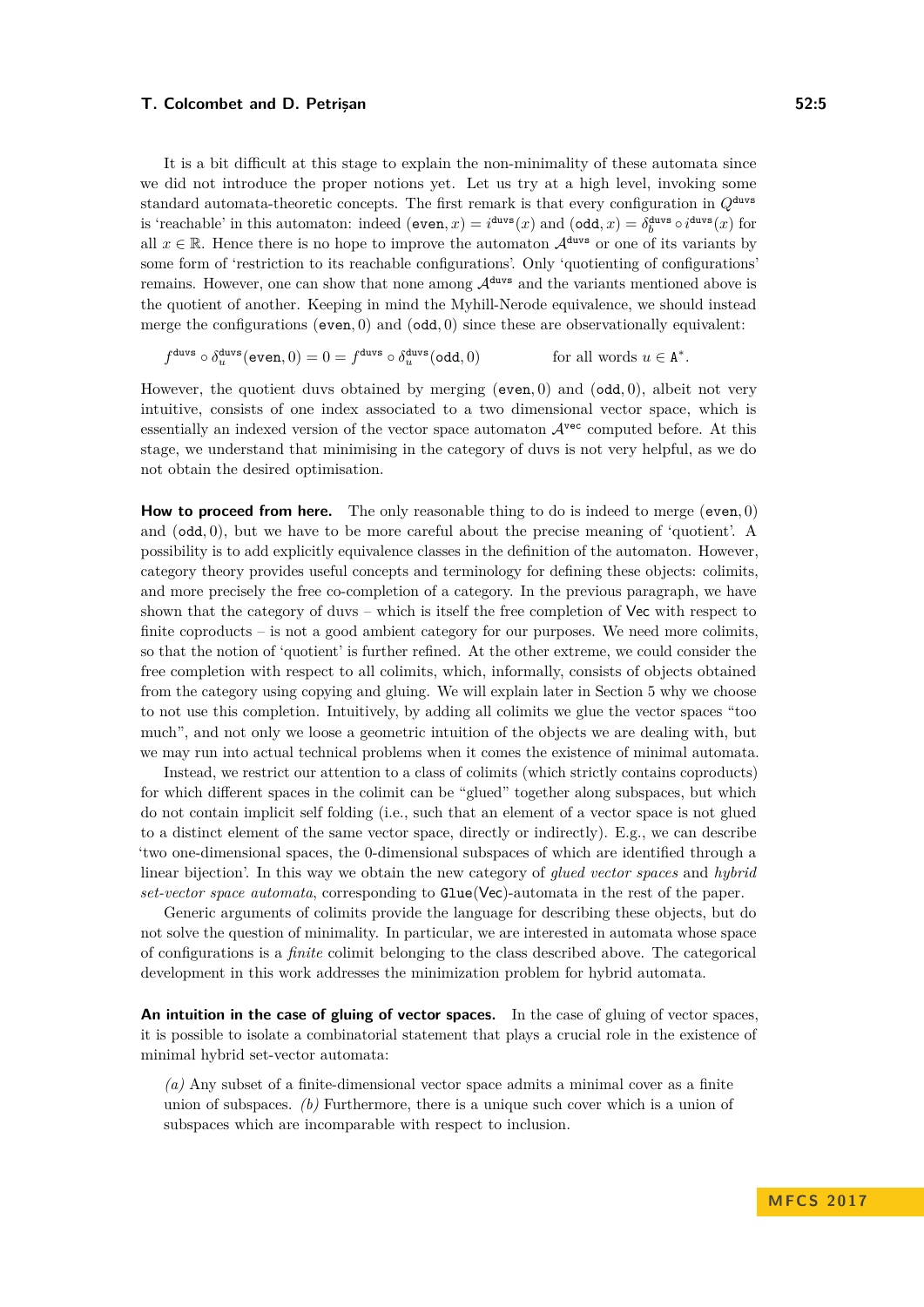It is a bit difficult at this stage to explain the non-minimality of these automata since we did not introduce the proper notions yet. Let us try at a high level, invoking some standard automata-theoretic concepts. The first remark is that every configuration in $Q^{\mathrm{duvs}}$ is 'reachable' in this automaton: indeed $(\mathtt{even}, x) = i^{\mathrm{duvs}}(x)$ and $(\mathtt{odd}, x) = \delta_b^{\mathrm{duvs}} \circ i^{\mathrm{duvs}}(x)$ for all $x \in \mathbb{R}$. Hence there is no hope to improve the automaton $\mathcal{A}^{\mathrm{duvs}}$ or one of its variants by some form of 'restriction to its reachable configurations'. Only 'quotienting of configurations' remains. However, one can show that none among $\mathcal{A}^{\mathrm{duvs}}$ and the variants mentioned above is the quotient of another. Keeping in mind the Myhill-Nerode equivalence, we should instead merge the configurations $(\mathtt{even}, 0)$ and $(\mathtt{odd}, 0)$ since these are observationally equivalent:

$$f^{\mathrm{duvs}} \circ \delta_u^{\mathrm{duvs}}(\mathtt{even}, 0) = 0 = f^{\mathrm{duvs}} \circ \delta_u^{\mathrm{duvs}}(\mathtt{odd}, 0) \qquad \text{for all words } u \in \mathtt{A}^*.$$

However, the quotient duvs obtained by merging $(\mathtt{even}, 0)$ and $(\mathtt{odd}, 0)$, albeit not very intuitive, consists of one index associated to a two dimensional vector space, which is essentially an indexed version of the vector space automaton $\mathcal{A}^{\mathrm{vec}}$ computed before. At this stage, we understand that minimising in the category of duvs is not very helpful, as we do not obtain the desired optimisation.

**How to proceed from here.** The only reasonable thing to do is indeed to merge $(\mathtt{even}, 0)$ and $(\mathtt{odd}, 0)$, but we have to be more careful about the precise meaning of 'quotient'. A possibility is to add explicitly equivalence classes in the definition of the automaton. However, category theory provides useful concepts and terminology for defining these objects: colimits, and more precisely the free co-completion of a category. In the previous paragraph, we have shown that the category of duvs – which is itself the free completion of $\mathsf{Vec}$ with respect to finite coproducts – is not a good ambient category for our purposes. We need more colimits, so that the notion of 'quotient' is further refined. At the other extreme, we could consider the free completion with respect to all colimits, which, informally, consists of objects obtained from the category using copying and gluing. We will explain later in Section 5 why we choose to not use this completion. Intuitively, by adding all colimits we glue the vector spaces "too much", and not only we loose a geometric intuition of the objects we are dealing with, but we may run into actual technical problems when it comes the existence of minimal automata.

Instead, we restrict our attention to a class of colimits (which strictly contains coproducts) for which different spaces in the colimit can be "glued" together along subspaces, but which do not contain implicit self folding (i.e., such that an element of a vector space is not glued to a distinct element of the same vector space, directly or indirectly). E.g., we can describe 'two one-dimensional spaces, the 0-dimensional subspaces of which are identified through a linear bijection'. In this way we obtain the new category of *glued vector spaces* and *hybrid set-vector space automata*, corresponding to $\mathtt{Glue}(\mathsf{Vec})$-automata in the rest of the paper.

Generic arguments of colimits provide the language for describing these objects, but do not solve the question of minimality. In particular, we are interested in automata whose space of configurations is a *finite* colimit belonging to the class described above. The categorical development in this work addresses the minimization problem for hybrid automata.

**An intuition in the case of gluing of vector spaces.** In the case of gluing of vector spaces, it is possible to isolate a combinatorial statement that plays a crucial role in the existence of minimal hybrid set-vector automata:

> *(a)* Any subset of a finite-dimensional vector space admits a minimal cover as a finite union of subspaces. *(b)* Furthermore, there is a unique such cover which is a union of subspaces which are incomparable with respect to inclusion.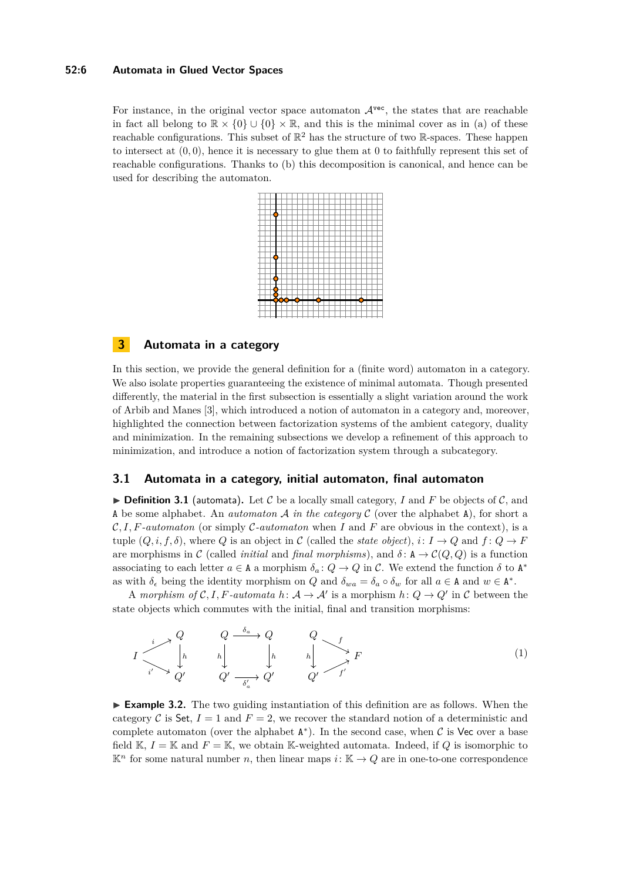For instance, in the original vector space automaton $\mathcal{A}^{\mathsf{vec}}$, the states that are reachable in fact all belong to $\mathbb{R} \times \{0\} \cup \{0\} \times \mathbb{R}$, and this is the minimal cover as in (a) of these reachable configurations. This subset of $\mathbb{R}^2$ has the structure of two $\mathbb{R}$-spaces. These happen to intersect at $(0, 0)$, hence it is necessary to glue them at 0 to faithfully represent this set of reachable configurations. Thanks to (b) this decomposition is canonical, and hence can be used for describing the automaton.

## 3 Automata in a category

In this section, we provide the general definition for a (finite word) automaton in a category. We also isolate properties guaranteeing the existence of minimal automata. Though presented differently, the material in the first subsection is essentially a slight variation around the work of Arbib and Manes [3], which introduced a notion of automaton in a category and, moreover, highlighted the connection between factorization systems of the ambient category, duality and minimization. In the remaining subsections we develop a refinement of this approach to minimization, and introduce a notion of factorization system through a subcategory.

### 3.1 Automata in a category, initial automaton, final automaton

▶ **Definition 3.1** (automata). Let $\mathcal{C}$ be a locally small category, $I$ and $F$ be objects of $\mathcal{C}$, and $\mathtt{A}$ be some alphabet. An *automaton $\mathcal{A}$ in the category $\mathcal{C}$* (over the alphabet $\mathtt{A}$), for short a *$\mathcal{C}, I, F$-automaton* (or simply *$\mathcal{C}$-automaton* when $I$ and $F$ are obvious in the context), is a tuple $(Q, i, f, \delta)$, where $Q$ is an object in $\mathcal{C}$ (called the *state object*), $i\colon I \to Q$ and $f\colon Q \to F$ are morphisms in $\mathcal{C}$ (called *initial* and *final morphisms*), and $\delta\colon \mathtt{A} \to \mathcal{C}(Q, Q)$ is a function associating to each letter $a \in \mathtt{A}$ a morphism $\delta_a\colon Q \to Q$ in $\mathcal{C}$. We extend the function $\delta$ to $\mathtt{A}^*$ as with $\delta_\epsilon$ being the identity morphism on $Q$ and $\delta_{wa} = \delta_a \circ \delta_w$ for all $a \in \mathtt{A}$ and $w \in \mathtt{A}^*$.

A *morphism of $\mathcal{C}, I, F$-automata* $h\colon \mathcal{A} \to \mathcal{A}'$ is a morphism $h\colon Q \to Q'$ in $\mathcal{C}$ between the state objects which commutes with the initial, final and transition morphisms:

$$
\begin{array}{ccc}
h \circ i = i' & \qquad h \circ \delta_a = \delta'_a \circ h & \qquad f' \circ h = f
\end{array}
\tag{1}
$$

▶ **Example 3.2.** The two guiding instantiation of this definition are as follows. When the category $\mathcal{C}$ is $\mathsf{Set}$, $I = 1$ and $F = 2$, we recover the standard notion of a deterministic and complete automaton (over the alphabet $\mathtt{A}^*$). In the second case, when $\mathcal{C}$ is $\mathsf{Vec}$ over a base field $\mathbb{K}$, $I = \mathbb{K}$ and $F = \mathbb{K}$, we obtain $\mathbb{K}$-weighted automata. Indeed, if $Q$ is isomorphic to $\mathbb{K}^n$ for some natural number $n$, then linear maps $i\colon \mathbb{K} \to Q$ are in one-to-one correspondence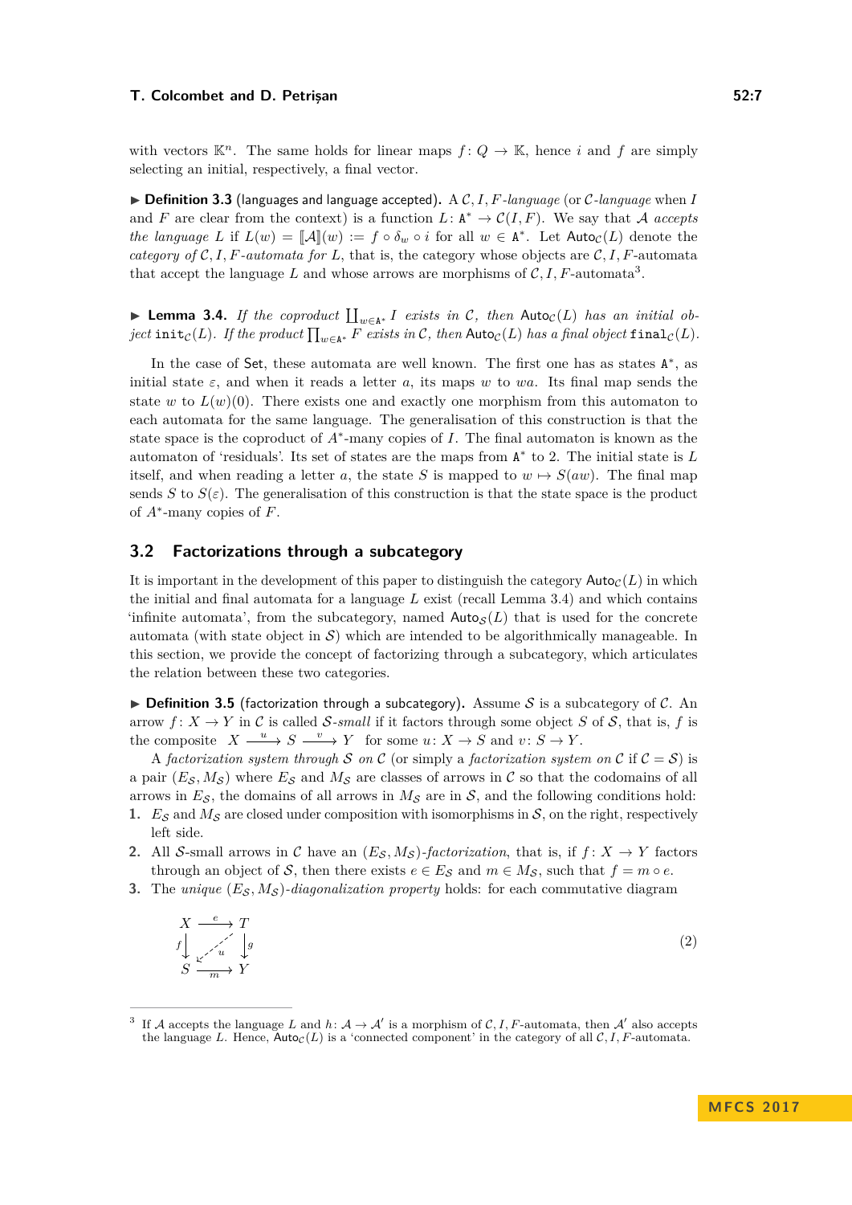with vectors $\mathbb{K}^n$. The same holds for linear maps $f\colon Q \to \mathbb{K}$, hence $i$ and $f$ are simply selecting an initial, respectively, a final vector.

▶ **Definition 3.3** (languages and language accepted)**.** A $\mathcal{C}, I, F$*-language* (or $\mathcal{C}$*-language* when $I$ and $F$ are clear from the context) is a function $L\colon \mathtt{A}^* \to \mathcal{C}(I, F)$. We say that $\mathcal{A}$ *accepts the language* $L$ if $L(w) = [\![\mathcal{A}]\!](w) := f \circ \delta_w \circ i$ for all $w \in \mathtt{A}^*$. Let $\mathsf{Auto}_{\mathcal{C}}(L)$ denote the *category of* $\mathcal{C}, I, F$*-automata for* $L$, that is, the category whose objects are $\mathcal{C}, I, F$-automata that accept the language $L$ and whose arrows are morphisms of $\mathcal{C}, I, F$-automata[3].

▶ **Lemma 3.4.** *If the coproduct* $\coprod_{w\in\mathtt{A}^*} I$ *exists in* $\mathcal{C}$*, then* $\mathsf{Auto}_{\mathcal{C}}(L)$ *has an initial object* $\mathtt{init}_{\mathcal{C}}(L)$*. If the product* $\prod_{w\in\mathtt{A}^*} F$ *exists in* $\mathcal{C}$*, then* $\mathsf{Auto}_{\mathcal{C}}(L)$ *has a final object* $\mathtt{final}_{\mathcal{C}}(L)$*.*

In the case of $\mathsf{Set}$, these automata are well known. The first one has as states $\mathtt{A}^*$, as initial state $\varepsilon$, and when it reads a letter $a$, its maps $w$ to $wa$. Its final map sends the state $w$ to $L(w)(0)$. There exists one and exactly one morphism from this automaton to each automata for the same language. The generalisation of this construction is that the state space is the coproduct of $A^*$-many copies of $I$. The final automaton is known as the automaton of 'residuals'. Its set of states are the maps from $\mathtt{A}^*$ to 2. The initial state is $L$ itself, and when reading a letter $a$, the state $S$ is mapped to $w \mapsto S(aw)$. The final map sends $S$ to $S(\varepsilon)$. The generalisation of this construction is that the state space is the product of $A^*$-many copies of $F$.

## 3.2 Factorizations through a subcategory

It is important in the development of this paper to distinguish the category $\mathsf{Auto}_{\mathcal{C}}(L)$ in which the initial and final automata for a language $L$ exist (recall Lemma 3.4) and which contains 'infinite automata', from the subcategory, named $\mathsf{Auto}_{\mathcal{S}}(L)$ that is used for the concrete automata (with state object in $\mathcal{S}$) which are intended to be algorithmically manageable. In this section, we provide the concept of factorizing through a subcategory, which articulates the relation between these two categories.

▶ **Definition 3.5** (factorization through a subcategory)**.** Assume $\mathcal{S}$ is a subcategory of $\mathcal{C}$. An arrow $f\colon X \to Y$ in $\mathcal{C}$ is called $\mathcal{S}$*-small* if it factors through some object $S$ of $\mathcal{S}$, that is, $f$ is the composite $X \xrightarrow{u} S \xrightarrow{v} Y$ for some $u\colon X \to S$ and $v\colon S \to Y$.

A *factorization system through* $\mathcal{S}$ *on* $\mathcal{C}$ (or simply a *factorization system on* $\mathcal{C}$ if $\mathcal{C} = \mathcal{S}$) is a pair $(E_{\mathcal{S}}, M_{\mathcal{S}})$ where $E_{\mathcal{S}}$ and $M_{\mathcal{S}}$ are classes of arrows in $\mathcal{C}$ so that the codomains of all arrows in $E_{\mathcal{S}}$, the domains of all arrows in $M_{\mathcal{S}}$ are in $\mathcal{S}$, and the following conditions hold:

1. $E_{\mathcal{S}}$ and $M_{\mathcal{S}}$ are closed under composition with isomorphisms in $\mathcal{S}$, on the right, respectively left side.
2. All $\mathcal{S}$-small arrows in $\mathcal{C}$ have an $(E_{\mathcal{S}}, M_{\mathcal{S}})$*-factorization*, that is, if $f\colon X \to Y$ factors through an object of $\mathcal{S}$, then there exists $e \in E_{\mathcal{S}}$ and $m \in M_{\mathcal{S}}$, such that $f = m \circ e$.
3. The *unique* $(E_{\mathcal{S}}, M_{\mathcal{S}})$*-diagonalization property* holds: for each commutative diagram

$$\begin{array}{ccc} X & \xrightarrow{\;e\;} & T \\ {\scriptstyle f}\downarrow & \swarrow{\scriptstyle u} & \downarrow{\scriptstyle g} \\ S & \xrightarrow[\;m\;]{} & Y \end{array} \tag{2}$$

[3] If $\mathcal{A}$ accepts the language $L$ and $h\colon \mathcal{A} \to \mathcal{A}'$ is a morphism of $\mathcal{C}, I, F$-automata, then $\mathcal{A}'$ also accepts the language $L$. Hence, $\mathsf{Auto}_{\mathcal{C}}(L)$ is a 'connected component' in the category of all $\mathcal{C}, I, F$-automata.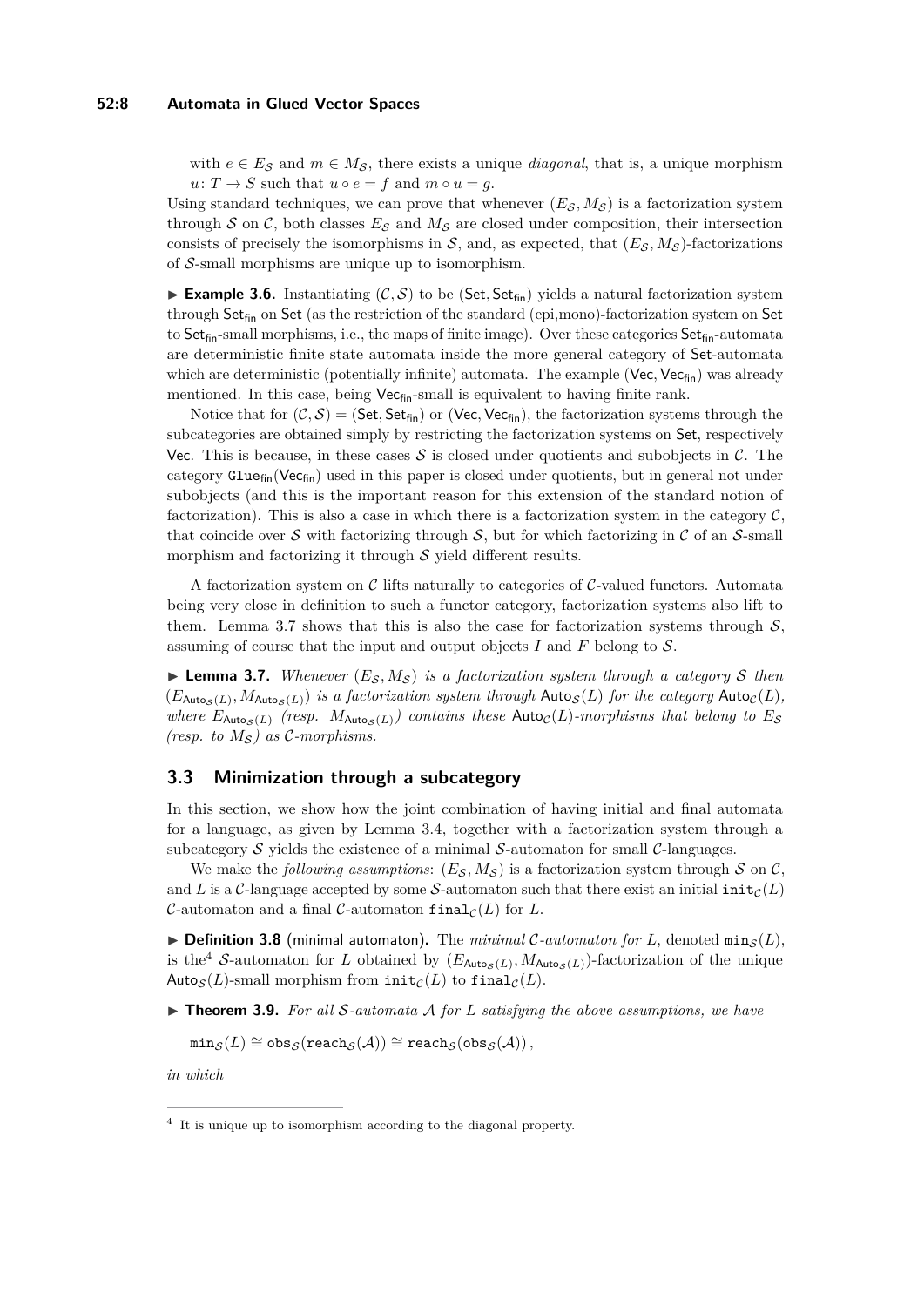with $e \in E_\mathcal{S}$ and $m \in M_\mathcal{S}$, there exists a unique *diagonal*, that is, a unique morphism $u \colon T \to S$ such that $u \circ e = f$ and $m \circ u = g$.

Using standard techniques, we can prove that whenever $(E_\mathcal{S}, M_\mathcal{S})$ is a factorization system through $\mathcal{S}$ on $\mathcal{C}$, both classes $E_\mathcal{S}$ and $M_\mathcal{S}$ are closed under composition, their intersection consists of precisely the isomorphisms in $\mathcal{S}$, and, as expected, that $(E_\mathcal{S}, M_\mathcal{S})$-factorizations of $\mathcal{S}$-small morphisms are unique up to isomorphism.

► **Example 3.6.** Instantiating $(\mathcal{C}, \mathcal{S})$ to be $(\mathsf{Set}, \mathsf{Set}_\mathsf{fin})$ yields a natural factorization system through $\mathsf{Set}_\mathsf{fin}$ on $\mathsf{Set}$ (as the restriction of the standard (epi,mono)-factorization system on $\mathsf{Set}$ to $\mathsf{Set}_\mathsf{fin}$-small morphisms, i.e., the maps of finite image). Over these categories $\mathsf{Set}_\mathsf{fin}$-automata are deterministic finite state automata inside the more general category of $\mathsf{Set}$-automata which are deterministic (potentially infinite) automata. The example $(\mathsf{Vec}, \mathsf{Vec}_\mathsf{fin})$ was already mentioned. In this case, being $\mathsf{Vec}_\mathsf{fin}$-small is equivalent to having finite rank.

Notice that for $(\mathcal{C}, \mathcal{S}) = (\mathsf{Set}, \mathsf{Set}_\mathsf{fin})$ or $(\mathsf{Vec}, \mathsf{Vec}_\mathsf{fin})$, the factorization systems through the subcategories are obtained simply by restricting the factorization systems on $\mathsf{Set}$, respectively $\mathsf{Vec}$. This is because, in these cases $\mathcal{S}$ is closed under quotients and subobjects in $\mathcal{C}$. The category $\mathtt{Glue}_\mathsf{fin}(\mathsf{Vec}_\mathsf{fin})$ used in this paper is closed under quotients, but in general not under subobjects (and this is the important reason for this extension of the standard notion of factorization). This is also a case in which there is a factorization system in the category $\mathcal{C}$, that coincide over $\mathcal{S}$ with factorizing through $\mathcal{S}$, but for which factorizing in $\mathcal{C}$ of an $\mathcal{S}$-small morphism and factorizing it through $\mathcal{S}$ yield different results.

A factorization system on $\mathcal{C}$ lifts naturally to categories of $\mathcal{C}$-valued functors. Automata being very close in definition to such a functor category, factorization systems also lift to them. Lemma 3.7 shows that this is also the case for factorization systems through $\mathcal{S}$, assuming of course that the input and output objects $I$ and $F$ belong to $\mathcal{S}$.

► **Lemma 3.7.** *Whenever $(E_\mathcal{S}, M_\mathcal{S})$ is a factorization system through a category $\mathcal{S}$ then $(E_{\mathsf{Auto}_\mathcal{S}(L)}, M_{\mathsf{Auto}_\mathcal{S}(L)})$ is a factorization system through $\mathsf{Auto}_\mathcal{S}(L)$ for the category $\mathsf{Auto}_\mathcal{C}(L)$, where $E_{\mathsf{Auto}_\mathcal{S}(L)}$ (resp. $M_{\mathsf{Auto}_\mathcal{S}(L)}$) contains these $\mathsf{Auto}_\mathcal{C}(L)$-morphisms that belong to $E_\mathcal{S}$ (resp. to $M_\mathcal{S}$) as $\mathcal{C}$-morphisms.*

## 3.3 Minimization through a subcategory

In this section, we show how the joint combination of having initial and final automata for a language, as given by Lemma 3.4, together with a factorization system through a subcategory $\mathcal{S}$ yields the existence of a minimal $\mathcal{S}$-automaton for small $\mathcal{C}$-languages.

We make the *following assumptions*: $(E_\mathcal{S}, M_\mathcal{S})$ is a factorization system through $\mathcal{S}$ on $\mathcal{C}$, and $L$ is a $\mathcal{C}$-language accepted by some $\mathcal{S}$-automaton such that there exist an initial $\mathtt{init}_\mathcal{C}(L)$ $\mathcal{C}$-automaton and a final $\mathcal{C}$-automaton $\mathtt{final}_\mathcal{C}(L)$ for $L$.

► **Definition 3.8** (minimal automaton)**.** The *minimal $\mathcal{C}$-automaton for $L$*, denoted $\mathtt{min}_\mathcal{S}(L)$, is the[4] $\mathcal{S}$-automaton for $L$ obtained by $(E_{\mathsf{Auto}_\mathcal{S}(L)}, M_{\mathsf{Auto}_\mathcal{S}(L)})$-factorization of the unique $\mathsf{Auto}_\mathcal{S}(L)$-small morphism from $\mathtt{init}_\mathcal{C}(L)$ to $\mathtt{final}_\mathcal{C}(L)$.

► **Theorem 3.9.** *For all $\mathcal{S}$-automata $\mathcal{A}$ for $L$ satisfying the above assumptions, we have*

$$\mathtt{min}_\mathcal{S}(L) \cong \mathtt{obs}_\mathcal{S}(\mathtt{reach}_\mathcal{S}(\mathcal{A})) \cong \mathtt{reach}_\mathcal{S}(\mathtt{obs}_\mathcal{S}(\mathcal{A}))\,,$$

*in which*

---

[4] It is unique up to isomorphism according to the diagonal property.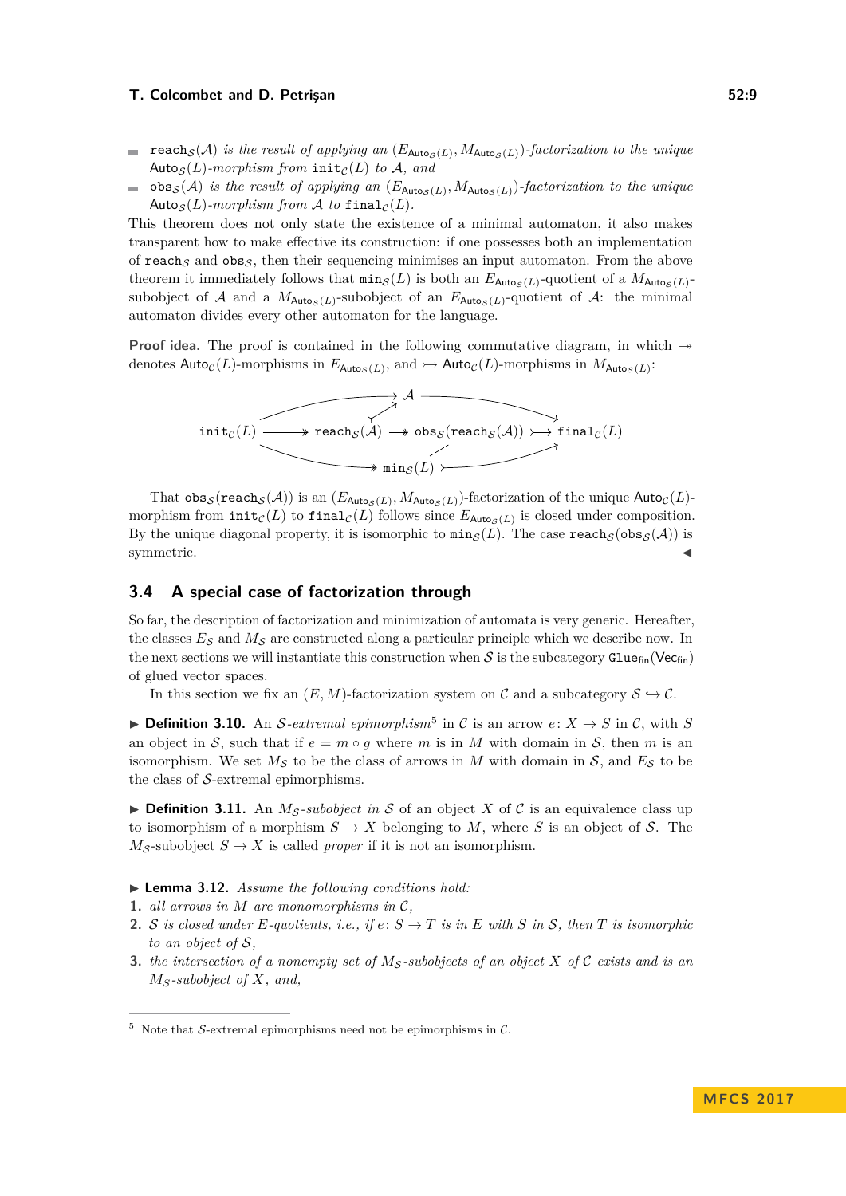- $\mathtt{reach}_{\mathcal{S}}(\mathcal{A})$ *is the result of applying an* $(E_{\mathsf{Auto}_{\mathcal{S}}(L)}, M_{\mathsf{Auto}_{\mathcal{S}}(L)})$*-factorization to the unique* $\mathsf{Auto}_{\mathcal{S}}(L)$*-morphism from* $\mathtt{init}_{\mathcal{C}}(L)$ *to* $\mathcal{A}$*, and*
- $\mathtt{obs}_{\mathcal{S}}(\mathcal{A})$ *is the result of applying an* $(E_{\mathsf{Auto}_{\mathcal{S}}(L)}, M_{\mathsf{Auto}_{\mathcal{S}}(L)})$*-factorization to the unique* $\mathsf{Auto}_{\mathcal{S}}(L)$*-morphism from* $\mathcal{A}$ *to* $\mathtt{final}_{\mathcal{C}}(L)$*.*

This theorem does not only state the existence of a minimal automaton, it also makes transparent how to make effective its construction: if one possesses both an implementation of $\mathtt{reach}_{\mathcal{S}}$ and $\mathtt{obs}_{\mathcal{S}}$, then their sequencing minimises an input automaton. From the above theorem it immediately follows that $\mathtt{min}_{\mathcal{S}}(L)$ is both an $E_{\mathsf{Auto}_{\mathcal{S}}(L)}$-quotient of a $M_{\mathsf{Auto}_{\mathcal{S}}(L)}$-subobject of $\mathcal{A}$ and a $M_{\mathsf{Auto}_{\mathcal{S}}(L)}$-subobject of an $E_{\mathsf{Auto}_{\mathcal{S}}(L)}$-quotient of $\mathcal{A}$: the minimal automaton divides every other automaton for the language.

**Proof idea.** The proof is contained in the following commutative diagram, in which $\twoheadrightarrow$ denotes $\mathsf{Auto}_{\mathcal{C}}(L)$-morphisms in $E_{\mathsf{Auto}_{\mathcal{S}}(L)}$, and $\rightarrowtail$ $\mathsf{Auto}_{\mathcal{C}}(L)$-morphisms in $M_{\mathsf{Auto}_{\mathcal{S}}(L)}$:

$$
\begin{array}{ccccccc}
 & & & \mathcal{A} & & & \\
\mathtt{init}_{\mathcal{C}}(L) & \twoheadrightarrow & \mathtt{reach}_{\mathcal{S}}(\mathcal{A}) & \twoheadrightarrow & \mathtt{obs}_{\mathcal{S}}(\mathtt{reach}_{\mathcal{S}}(\mathcal{A})) & \rightarrowtail & \mathtt{final}_{\mathcal{C}}(L) \\
 & & & \mathtt{min}_{\mathcal{S}}(L) & & &
\end{array}
$$

That $\mathtt{obs}_{\mathcal{S}}(\mathtt{reach}_{\mathcal{S}}(\mathcal{A}))$ is an $(E_{\mathsf{Auto}_{\mathcal{S}}(L)}, M_{\mathsf{Auto}_{\mathcal{S}}(L)})$-factorization of the unique $\mathsf{Auto}_{\mathcal{C}}(L)$-morphism from $\mathtt{init}_{\mathcal{C}}(L)$ to $\mathtt{final}_{\mathcal{C}}(L)$ follows since $E_{\mathsf{Auto}_{\mathcal{S}}(L)}$ is closed under composition. By the unique diagonal property, it is isomorphic to $\mathtt{min}_{\mathcal{S}}(L)$. The case $\mathtt{reach}_{\mathcal{S}}(\mathtt{obs}_{\mathcal{S}}(\mathcal{A}))$ is symmetric. ◀

## 3.4 A special case of factorization through

So far, the description of factorization and minimization of automata is very generic. Hereafter, the classes $E_{\mathcal{S}}$ and $M_{\mathcal{S}}$ are constructed along a particular principle which we describe now. In the next sections we will instantiate this construction when $\mathcal{S}$ is the subcategory $\mathtt{Glue}_{\mathsf{fin}}(\mathsf{Vec}_{\mathsf{fin}})$ of glued vector spaces.

In this section we fix an $(E, M)$-factorization system on $\mathcal{C}$ and a subcategory $\mathcal{S} \hookrightarrow \mathcal{C}$.

▶ **Definition 3.10.** An $\mathcal{S}$*-extremal epimorphism*[5] in $\mathcal{C}$ is an arrow $e\colon X \to S$ in $\mathcal{C}$, with $S$ an object in $\mathcal{S}$, such that if $e = m \circ g$ where $m$ is in $M$ with domain in $\mathcal{S}$, then $m$ is an isomorphism. We set $M_{\mathcal{S}}$ to be the class of arrows in $M$ with domain in $\mathcal{S}$, and $E_{\mathcal{S}}$ to be the class of $\mathcal{S}$-extremal epimorphisms.

▶ **Definition 3.11.** An $M_{\mathcal{S}}$*-subobject in* $\mathcal{S}$ of an object $X$ of $\mathcal{C}$ is an equivalence class up to isomorphism of a morphism $S \to X$ belonging to $M$, where $S$ is an object of $\mathcal{S}$. The $M_{\mathcal{S}}$-subobject $S \to X$ is called *proper* if it is not an isomorphism.

▶ **Lemma 3.12.** *Assume the following conditions hold:*

1. *all arrows in* $M$ *are monomorphisms in* $\mathcal{C}$*,*
2. $\mathcal{S}$ *is closed under* $E$*-quotients, i.e., if* $e\colon S \to T$ *is in* $E$ *with* $S$ *in* $\mathcal{S}$*, then* $T$ *is isomorphic to an object of* $\mathcal{S}$*,*
3. *the intersection of a nonempty set of* $M_{\mathcal{S}}$*-subobjects of an object* $X$ *of* $\mathcal{C}$ *exists and is an* $M_{\mathcal{S}}$*-subobject of* $X$*, and,*

[5] Note that $\mathcal{S}$-extremal epimorphisms need not be epimorphisms in $\mathcal{C}$.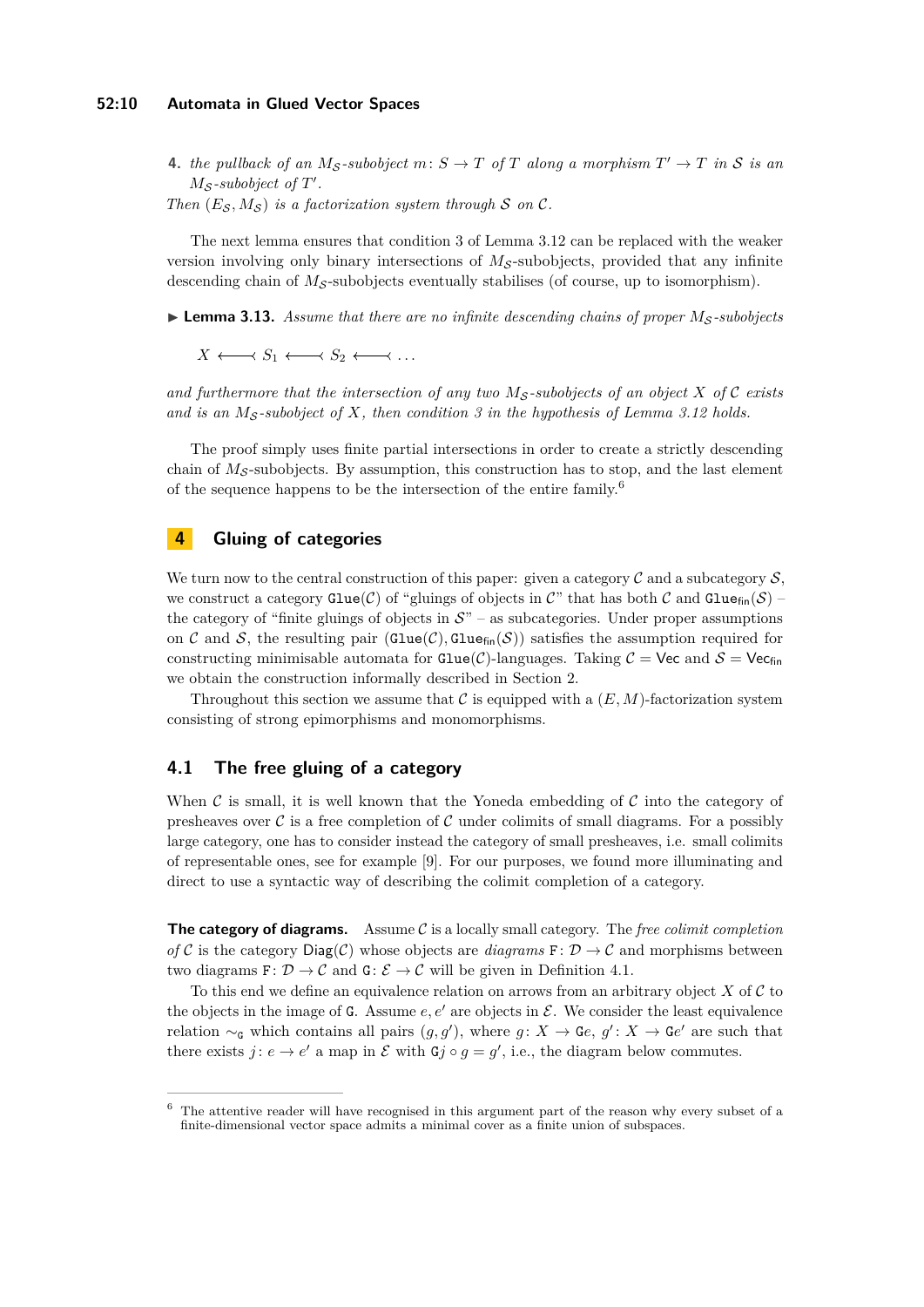4. *the pullback of an $M_{\mathcal{S}}$-subobject $m\colon S \to T$ of $T$ along a morphism $T' \to T$ in $\mathcal{S}$ is an $M_{\mathcal{S}}$-subobject of $T'$.*

*Then $(E_{\mathcal{S}}, M_{\mathcal{S}})$ is a factorization system through $\mathcal{S}$ on $\mathcal{C}$.*

The next lemma ensures that condition 3 of Lemma 3.12 can be replaced with the weaker version involving only binary intersections of $M_{\mathcal{S}}$-subobjects, provided that any infinite descending chain of $M_{\mathcal{S}}$-subobjects eventually stabilises (of course, up to isomorphism).

▶ **Lemma 3.13.** *Assume that there are no infinite descending chains of proper $M_{\mathcal{S}}$-subobjects*

$$X \longleftarrow S_1 \longleftarrow S_2 \longleftarrow \dots$$

*and furthermore that the intersection of any two $M_{\mathcal{S}}$-subobjects of an object $X$ of $\mathcal{C}$ exists and is an $M_{\mathcal{S}}$-subobject of $X$, then condition 3 in the hypothesis of Lemma 3.12 holds.*

The proof simply uses finite partial intersections in order to create a strictly descending chain of $M_{\mathcal{S}}$-subobjects. By assumption, this construction has to stop, and the last element of the sequence happens to be the intersection of the entire family.[6]

## 4 Gluing of categories

We turn now to the central construction of this paper: given a category $\mathcal{C}$ and a subcategory $\mathcal{S}$, we construct a category $\mathtt{Glue}(\mathcal{C})$ of "gluings of objects in $\mathcal{C}$" that has both $\mathcal{C}$ and $\mathtt{Glue}_{\mathsf{fin}}(\mathcal{S})$ – the category of "finite gluings of objects in $\mathcal{S}$" – as subcategories. Under proper assumptions on $\mathcal{C}$ and $\mathcal{S}$, the resulting pair $(\mathtt{Glue}(\mathcal{C}), \mathtt{Glue}_{\mathsf{fin}}(\mathcal{S}))$ satisfies the assumption required for constructing minimisable automata for $\mathtt{Glue}(\mathcal{C})$-languages. Taking $\mathcal{C} = \mathsf{Vec}$ and $\mathcal{S} = \mathsf{Vec}_{\mathsf{fin}}$ we obtain the construction informally described in Section 2.

Throughout this section we assume that $\mathcal{C}$ is equipped with a $(E, M)$-factorization system consisting of strong epimorphisms and monomorphisms.

### 4.1 The free gluing of a category

When $\mathcal{C}$ is small, it is well known that the Yoneda embedding of $\mathcal{C}$ into the category of presheaves over $\mathcal{C}$ is a free completion of $\mathcal{C}$ under colimits of small diagrams. For a possibly large category, one has to consider instead the category of small presheaves, i.e. small colimits of representable ones, see for example [9]. For our purposes, we found more illuminating and direct to use a syntactic way of describing the colimit completion of a category.

**The category of diagrams.** Assume $\mathcal{C}$ is a locally small category. The *free colimit completion of $\mathcal{C}$* is the category $\mathsf{Diag}(\mathcal{C})$ whose objects are *diagrams* $\mathtt{F}\colon \mathcal{D} \to \mathcal{C}$ and morphisms between two diagrams $\mathtt{F}\colon \mathcal{D} \to \mathcal{C}$ and $\mathtt{G}\colon \mathcal{E} \to \mathcal{C}$ will be given in Definition 4.1.

To this end we define an equivalence relation on arrows from an arbitrary object $X$ of $\mathcal{C}$ to the objects in the image of $\mathtt{G}$. Assume $e, e'$ are objects in $\mathcal{E}$. We consider the least equivalence relation $\sim_{\mathtt{G}}$ which contains all pairs $(g, g')$, where $g\colon X \to \mathtt{G}e$, $g'\colon X \to \mathtt{G}e'$ are such that there exists $j\colon e \to e'$ a map in $\mathcal{E}$ with $\mathtt{G}j \circ g = g'$, i.e., the diagram below commutes.

[6] The attentive reader will have recognised in this argument part of the reason why every subset of a finite-dimensional vector space admits a minimal cover as a finite union of subspaces.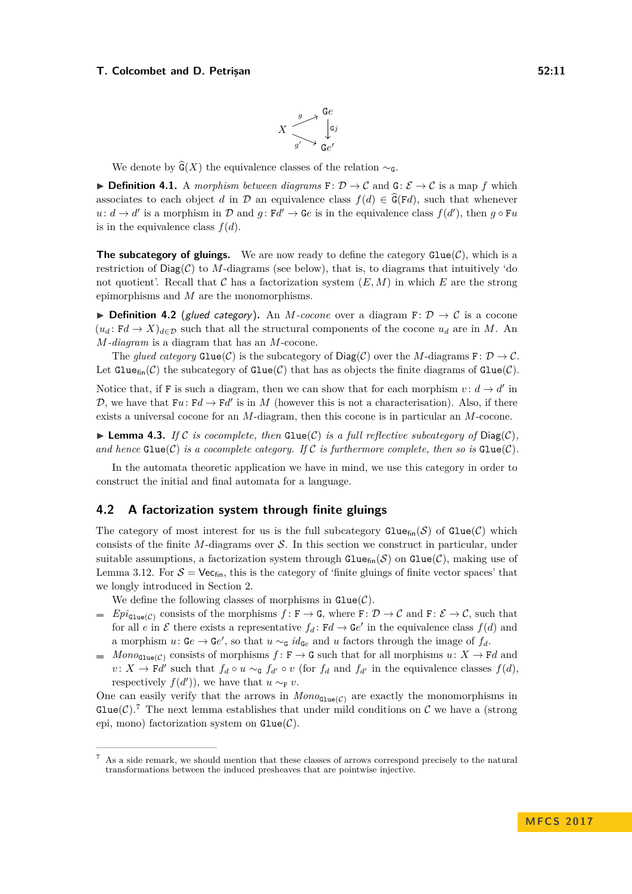$$\begin{array}{ccc} & & \mathtt{G}e \\ & \overset{g}{\nearrow} & \downarrow \mathtt{G}j \\ X & & \\ & \underset{g'}{\searrow} & \mathtt{G}e' \end{array}$$

We denote by $\widehat{\mathtt{G}}(X)$ the equivalence classes of the relation $\sim_{\mathtt{G}}$.

▶ **Definition 4.1.** A *morphism between diagrams* $\mathtt{F}\colon \mathcal{D} \to \mathcal{C}$ and $\mathtt{G}\colon \mathcal{E} \to \mathcal{C}$ is a map $f$ which associates to each object $d$ in $\mathcal{D}$ an equivalence class $f(d) \in \widehat{\mathtt{G}}(\mathtt{F}d)$, such that whenever $u\colon d \to d'$ is a morphism in $\mathcal{D}$ and $g\colon \mathtt{F}d' \to \mathtt{G}e$ is in the equivalence class $f(d')$, then $g \circ \mathtt{F}u$ is in the equivalence class $f(d)$.

**The subcategory of gluings.** We are now ready to define the category $\mathtt{Glue}(\mathcal{C})$, which is a restriction of $\mathsf{Diag}(\mathcal{C})$ to $M$-diagrams (see below), that is, to diagrams that intuitively 'do not quotient'. Recall that $\mathcal{C}$ has a factorization system $(E, M)$ in which $E$ are the strong epimorphisms and $M$ are the monomorphisms.

▶ **Definition 4.2** (*glued category*)**.** An *$M$-cocone* over a diagram $\mathtt{F}\colon \mathcal{D} \to \mathcal{C}$ is a cocone $(u_d\colon \mathtt{F}d \to X)_{d\in\mathcal{D}}$ such that all the structural components of the cocone $u_d$ are in $M$. An *$M$-diagram* is a diagram that has an $M$-cocone.

The *glued category* $\mathtt{Glue}(\mathcal{C})$ is the subcategory of $\mathsf{Diag}(\mathcal{C})$ over the $M$-diagrams $\mathtt{F}\colon \mathcal{D} \to \mathcal{C}$. Let $\mathtt{Glue}_{\mathsf{fin}}(\mathcal{C})$ the subcategory of $\mathtt{Glue}(\mathcal{C})$ that has as objects the finite diagrams of $\mathtt{Glue}(\mathcal{C})$.

Notice that, if $\mathtt{F}$ is such a diagram, then we can show that for each morphism $v\colon d \to d'$ in $\mathcal{D}$, we have that $\mathtt{F}u\colon \mathtt{F}d \to \mathtt{F}d'$ is in $M$ (however this is not a characterisation). Also, if there exists a universal cocone for an $M$-diagram, then this cocone is in particular an $M$-cocone.

▶ **Lemma 4.3.** *If $\mathcal{C}$ is cocomplete, then $\mathtt{Glue}(\mathcal{C})$ is a full reflective subcategory of $\mathsf{Diag}(\mathcal{C})$, and hence $\mathtt{Glue}(\mathcal{C})$ is a cocomplete category. If $\mathcal{C}$ is furthermore complete, then so is $\mathtt{Glue}(\mathcal{C})$.*

In the automata theoretic application we have in mind, we use this category in order to construct the initial and final automata for a language.

## 4.2 A factorization system through finite gluings

The category of most interest for us is the full subcategory $\mathtt{Glue}_{\mathsf{fin}}(\mathcal{S})$ of $\mathtt{Glue}(\mathcal{C})$ which consists of the finite $M$-diagrams over $\mathcal{S}$. In this section we construct in particular, under suitable assumptions, a factorization system through $\mathtt{Glue}_{\mathsf{fin}}(\mathcal{S})$ on $\mathtt{Glue}(\mathcal{C})$, making use of Lemma 3.12. For $\mathcal{S} = \mathsf{Vec}_{\mathsf{fin}}$, this is the category of 'finite gluings of finite vector spaces' that we longly introduced in Section 2.

We define the following classes of morphisms in $\mathtt{Glue}(\mathcal{C})$.

- $\mathit{Epi}_{\mathtt{Glue}(\mathcal{C})}$ consists of the morphisms $f\colon \mathtt{F} \to \mathtt{G}$, where $\mathtt{F}\colon \mathcal{D} \to \mathcal{C}$ and $\mathtt{F}\colon \mathcal{E} \to \mathcal{C}$, such that for all $e$ in $\mathcal{E}$ there exists a representative $f_d\colon \mathtt{F}d \to \mathtt{G}e'$ in the equivalence class $f(d)$ and a morphism $u\colon \mathtt{G}e \to \mathtt{G}e'$, so that $u \sim_{\mathtt{G}} id_{\mathtt{G}e}$ and $u$ factors through the image of $f_d$.
- $\mathit{Mono}_{\mathtt{Glue}(\mathcal{C})}$ consists of morphisms $f\colon \mathtt{F} \to \mathtt{G}$ such that for all morphisms $u\colon X \to \mathtt{F}d$ and $v\colon X \to \mathtt{F}d'$ such that $f_d \circ u \sim_{\mathtt{G}} f_{d'} \circ v$ (for $f_d$ and $f_{d'}$ in the equivalence classes $f(d)$, respectively $f(d')$), we have that $u \sim_{\mathtt{F}} v$.

One can easily verify that the arrows in $\mathit{Mono}_{\mathtt{Glue}(\mathcal{C})}$ are exactly the monomorphisms in $\mathtt{Glue}(\mathcal{C})$.[7] The next lemma establishes that under mild conditions on $\mathcal{C}$ we have a (strong epi, mono) factorization system on $\mathtt{Glue}(\mathcal{C})$.

---

[7] As a side remark, we should mention that these classes of arrows correspond precisely to the natural transformations between the induced presheaves that are pointwise injective.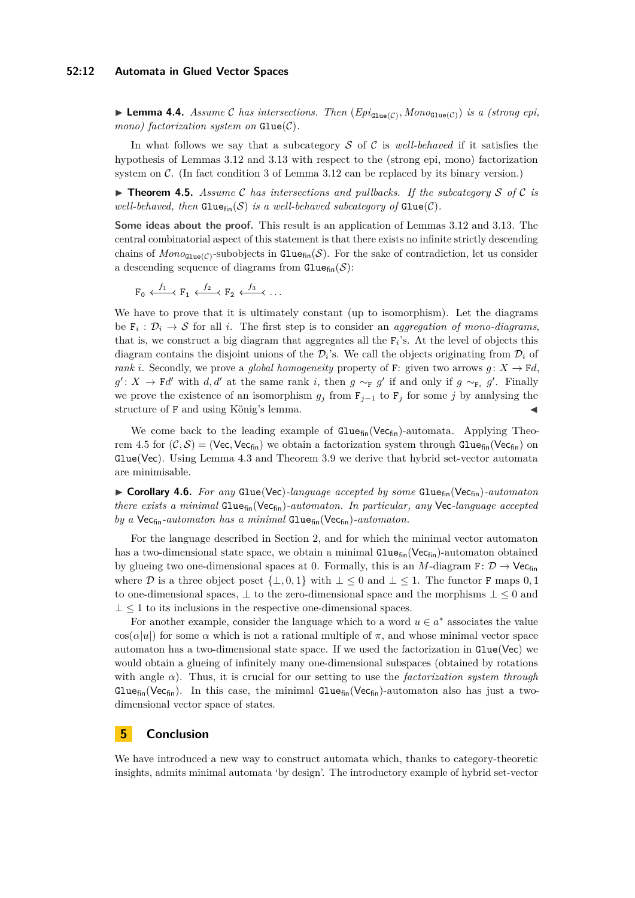▶ **Lemma 4.4.** *Assume $\mathcal{C}$ has intersections. Then $(Epi_{\mathtt{Glue}(\mathcal{C})}, Mono_{\mathtt{Glue}(\mathcal{C})})$ is a (strong epi, mono) factorization system on $\mathtt{Glue}(\mathcal{C})$.*

In what follows we say that a subcategory $\mathcal{S}$ of $\mathcal{C}$ is *well-behaved* if it satisfies the hypothesis of Lemmas 3.12 and 3.13 with respect to the (strong epi, mono) factorization system on $\mathcal{C}$. (In fact condition 3 of Lemma 3.12 can be replaced by its binary version.)

▶ **Theorem 4.5.** *Assume $\mathcal{C}$ has intersections and pullbacks. If the subcategory $\mathcal{S}$ of $\mathcal{C}$ is well-behaved, then $\mathtt{Glue}_{\mathsf{fin}}(\mathcal{S})$ is a well-behaved subcategory of $\mathtt{Glue}(\mathcal{C})$.*

**Some ideas about the proof.** This result is an application of Lemmas 3.12 and 3.13. The central combinatorial aspect of this statement is that there exists no infinite strictly descending chains of $Mono_{\mathtt{Glue}(\mathcal{C})}$-subobjects in $\mathtt{Glue}_{\mathsf{fin}}(\mathcal{S})$. For the sake of contradiction, let us consider a descending sequence of diagrams from $\mathtt{Glue}_{\mathsf{fin}}(\mathcal{S})$:

$$\mathtt{F}_0 \xleftarrow{f_1} \mathtt{F}_1 \xleftarrow{f_2} \mathtt{F}_2 \xleftarrow{f_3} \dots$$

We have to prove that it is ultimately constant (up to isomorphism). Let the diagrams be $\mathtt{F}_i : \mathcal{D}_i \to \mathcal{S}$ for all $i$. The first step is to consider an *aggregation of mono-diagrams*, that is, we construct a big diagram that aggregates all the $\mathtt{F}_i$'s. At the level of objects this diagram contains the disjoint unions of the $\mathcal{D}_i$'s. We call the objects originating from $\mathcal{D}_i$ of *rank* $i$. Secondly, we prove a *global homogeneity* property of $\mathtt{F}$: given two arrows $g\colon X \to \mathtt{F}d$, $g'\colon X \to \mathtt{F}d'$ with $d, d'$ at the same rank $i$, then $g \sim_{\mathtt{F}} g'$ if and only if $g \sim_{\mathtt{F}_i} g'$. Finally we prove the existence of an isomorphism $g_j$ from $\mathtt{F}_{j-1}$ to $\mathtt{F}_j$ for some $j$ by analysing the structure of $\mathtt{F}$ and using König's lemma. ◀

We come back to the leading example of $\mathtt{Glue}_{\mathsf{fin}}(\mathsf{Vec}_{\mathsf{fin}})$-automata. Applying Theorem 4.5 for $(\mathcal{C}, \mathcal{S}) = (\mathsf{Vec}, \mathsf{Vec}_{\mathsf{fin}})$ we obtain a factorization system through $\mathtt{Glue}_{\mathsf{fin}}(\mathsf{Vec}_{\mathsf{fin}})$ on $\mathtt{Glue}(\mathsf{Vec})$. Using Lemma 4.3 and Theorem 3.9 we derive that hybrid set-vector automata are minimisable.

▶ **Corollary 4.6.** *For any $\mathtt{Glue}(\mathsf{Vec})$-language accepted by some $\mathtt{Glue}_{\mathsf{fin}}(\mathsf{Vec}_{\mathsf{fin}})$-automaton there exists a minimal $\mathtt{Glue}_{\mathsf{fin}}(\mathsf{Vec}_{\mathsf{fin}})$-automaton. In particular, any $\mathsf{Vec}$-language accepted by a $\mathsf{Vec}_{\mathsf{fin}}$-automaton has a minimal $\mathtt{Glue}_{\mathsf{fin}}(\mathsf{Vec}_{\mathsf{fin}})$-automaton.*

For the language described in Section 2, and for which the minimal vector automaton has a two-dimensional state space, we obtain a minimal $\mathtt{Glue}_{\mathsf{fin}}(\mathsf{Vec}_{\mathsf{fin}})$-automaton obtained by glueing two one-dimensional spaces at 0. Formally, this is an $M$-diagram $\mathtt{F}\colon \mathcal{D} \to \mathsf{Vec}_{\mathsf{fin}}$ where $\mathcal{D}$ is a three object poset $\{\bot, 0, 1\}$ with $\bot \leq 0$ and $\bot \leq 1$. The functor $\mathtt{F}$ maps $0, 1$ to one-dimensional spaces, $\bot$ to the zero-dimensional space and the morphisms $\bot \leq 0$ and $\bot \leq 1$ to its inclusions in the respective one-dimensional spaces.

For another example, consider the language which to a word $u \in a^*$ associates the value $\cos(\alpha|u|)$ for some $\alpha$ which is not a rational multiple of $\pi$, and whose minimal vector space automaton has a two-dimensional state space. If we used the factorization in $\mathtt{Glue}(\mathsf{Vec})$ we would obtain a glueing of infinitely many one-dimensional subspaces (obtained by rotations with angle $\alpha$). Thus, it is crucial for our setting to use the *factorization system through* $\mathtt{Glue}_{\mathsf{fin}}(\mathsf{Vec}_{\mathsf{fin}})$. In this case, the minimal $\mathtt{Glue}_{\mathsf{fin}}(\mathsf{Vec}_{\mathsf{fin}})$-automaton also has just a two-dimensional vector space of states.

## 5 Conclusion

We have introduced a new way to construct automata which, thanks to category-theoretic insights, admits minimal automata 'by design'. The introductory example of hybrid set-vector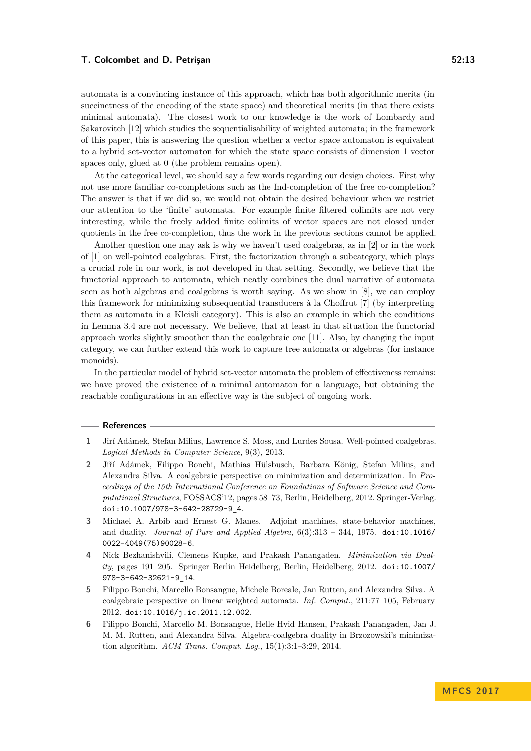automata is a convincing instance of this approach, which has both algorithmic merits (in succinctness of the encoding of the state space) and theoretical merits (in that there exists minimal automata). The closest work to our knowledge is the work of Lombardy and Sakarovitch [12] which studies the sequentialisability of weighted automata; in the framework of this paper, this is answering the question whether a vector space automaton is equivalent to a hybrid set-vector automaton for which the state space consists of dimension 1 vector spaces only, glued at 0 (the problem remains open).

At the categorical level, we should say a few words regarding our design choices. First why not use more familiar co-completions such as the Ind-completion of the free co-completion? The answer is that if we did so, we would not obtain the desired behaviour when we restrict our attention to the 'finite' automata. For example finite filtered colimits are not very interesting, while the freely added finite colimits of vector spaces are not closed under quotients in the free co-completion, thus the work in the previous sections cannot be applied.

Another question one may ask is why we haven't used coalgebras, as in [2] or in the work of [1] on well-pointed coalgebras. First, the factorization through a subcategory, which plays a crucial role in our work, is not developed in that setting. Secondly, we believe that the functorial approach to automata, which neatly combines the dual narrative of automata seen as both algebras and coalgebras is worth saying. As we show in [8], we can employ this framework for minimizing subsequential transducers à la Choffrut [7] (by interpreting them as automata in a Kleisli category). This is also an example in which the conditions in Lemma 3.4 are not necessary. We believe, that at least in that situation the functorial approach works slightly smoother than the coalgebraic one [11]. Also, by changing the input category, we can further extend this work to capture tree automata or algebras (for instance monoids).

In the particular model of hybrid set-vector automata the problem of effectiveness remains: we have proved the existence of a minimal automaton for a language, but obtaining the reachable configurations in an effective way is the subject of ongoing work.

## References

1. Jirí Adámek, Stefan Milius, Lawrence S. Moss, and Lurdes Sousa. Well-pointed coalgebras. *Logical Methods in Computer Science*, 9(3), 2013.
2. Jiří Adámek, Filippo Bonchi, Mathias Hülsbusch, Barbara König, Stefan Milius, and Alexandra Silva. A coalgebraic perspective on minimization and determinization. In *Proceedings of the 15th International Conference on Foundations of Software Science and Computational Structures*, FOSSACS'12, pages 58–73, Berlin, Heidelberg, 2012. Springer-Verlag. doi:10.1007/978-3-642-28729-9_4.
3. Michael A. Arbib and Ernest G. Manes. Adjoint machines, state-behavior machines, and duality. *Journal of Pure and Applied Algebra*, 6(3):313 – 344, 1975. doi:10.1016/0022-4049(75)90028-6.
4. Nick Bezhanishvili, Clemens Kupke, and Prakash Panangaden. *Minimization via Duality*, pages 191–205. Springer Berlin Heidelberg, Berlin, Heidelberg, 2012. doi:10.1007/978-3-642-32621-9_14.
5. Filippo Bonchi, Marcello Bonsangue, Michele Boreale, Jan Rutten, and Alexandra Silva. A coalgebraic perspective on linear weighted automata. *Inf. Comput.*, 211:77–105, February 2012. doi:10.1016/j.ic.2011.12.002.
6. Filippo Bonchi, Marcello M. Bonsangue, Helle Hvid Hansen, Prakash Panangaden, Jan J. M. M. Rutten, and Alexandra Silva. Algebra-coalgebra duality in Brzozowski's minimization algorithm. *ACM Trans. Comput. Log.*, 15(1):3:1–3:29, 2014.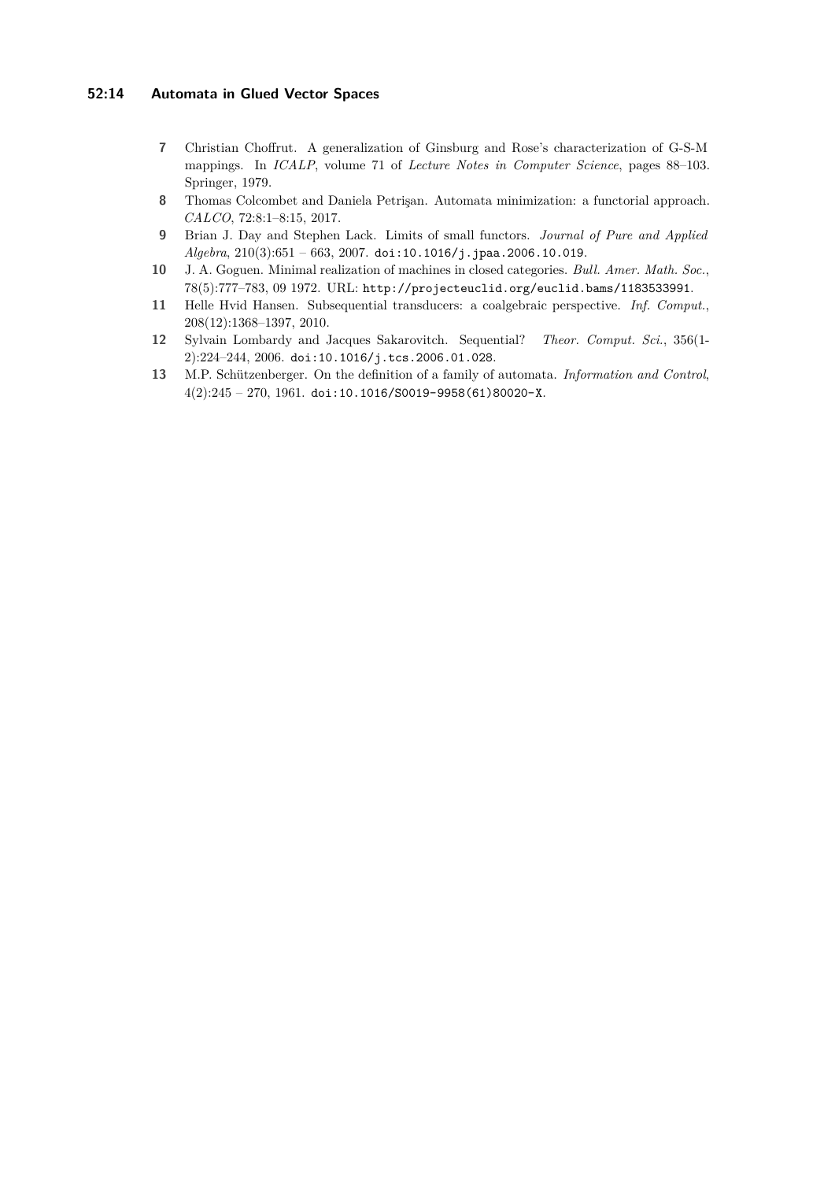7. Christian Choffrut. A generalization of Ginsburg and Rose's characterization of G-S-M mappings. In *ICALP*, volume 71 of *Lecture Notes in Computer Science*, pages 88–103. Springer, 1979.
8. Thomas Colcombet and Daniela Petrişan. Automata minimization: a functorial approach. *CALCO*, 72:8:1–8:15, 2017.
9. Brian J. Day and Stephen Lack. Limits of small functors. *Journal of Pure and Applied Algebra*, 210(3):651 – 663, 2007. doi:10.1016/j.jpaa.2006.10.019.
10. J. A. Goguen. Minimal realization of machines in closed categories. *Bull. Amer. Math. Soc.*, 78(5):777–783, 09 1972. URL: http://projecteuclid.org/euclid.bams/1183533991.
11. Helle Hvid Hansen. Subsequential transducers: a coalgebraic perspective. *Inf. Comput.*, 208(12):1368–1397, 2010.
12. Sylvain Lombardy and Jacques Sakarovitch. Sequential? *Theor. Comput. Sci.*, 356(1-2):224–244, 2006. doi:10.1016/j.tcs.2006.01.028.
13. M.P. Schützenberger. On the definition of a family of automata. *Information and Control*, 4(2):245 – 270, 1961. doi:10.1016/S0019-9958(61)80020-X.